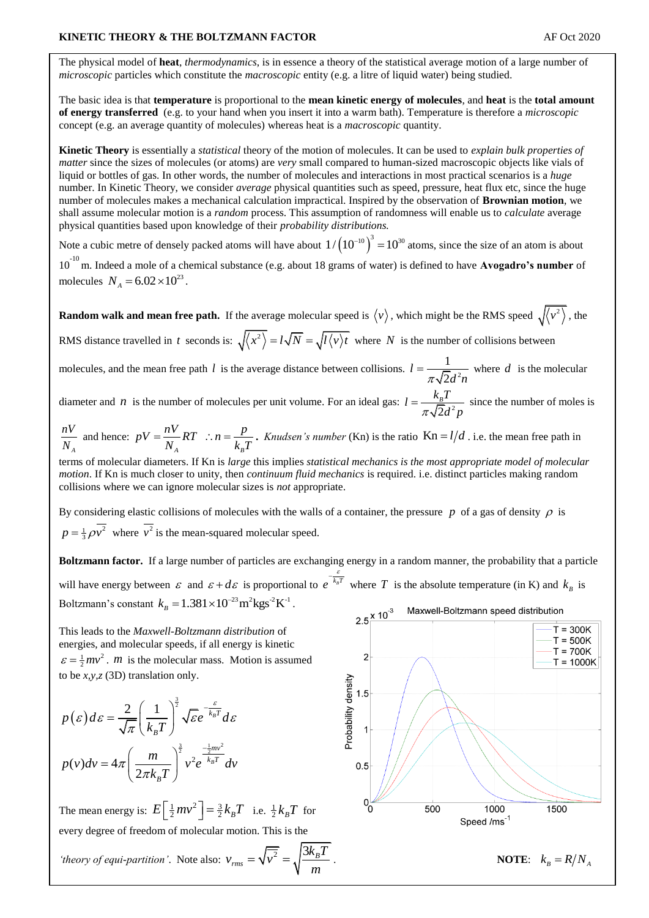# KINETIC THEORY & THE BOLTZMANN FACTOR

The physical model of **heat**, *thermodynamics*, is in essence a theory of the statistical average motion of a large number of *microscopic* particles which constitute the *macroscopic* entity (e.g. a litre of liquid water) being studied.

The basic idea is that **temperature** is proportional to the **mean kinetic energy of molecules**, and **heat** is the **total amount of energy transferred** (e.g. to your hand when you insert it into a warm bath). Temperature is therefore a *microscopic* concept (e.g. an average quantity of molecules) whereas heat is a *macroscopic* quantity.

**Kinetic Theory** is essentially a *statistical* theory of the motion of molecules. It can be used to *explain bulk properties of matter* since the sizes of molecules (or atoms) are *very* small compared to human-sized macroscopic objects like vials of liquid or bottles of gas. In other words, the number of molecules and interactions in most practical scenarios is a *huge* number. In Kinetic Theory, we consider *average* physical quantities such as speed, pressure, heat flux etc, since the huge number of molecules makes a mechanical calculation impractical. Inspired by the observation of **Brownian motion**, we shall assume molecular motion is a *random* process. This assumption of randomness will enable us to *calculate* average physical quantities based upon knowledge of their *probability distributions.*

Note a cubic metre of densely packed atoms will have about $1/\left(10^{-10}\right)^3 = 10^{30}$ atoms, since the size of an atom is about $10^{-10}$ m. Indeed a mole of a chemical substance (e.g. about 18 grams of water) is defined to have **Avogadro's number** of molecules $N_A = 6.02\times10^{23}$.

**Random walk and mean free path.** If the average molecular speed is $\langle v \rangle$, which might be the RMS speed $\sqrt{\langle v^2 \rangle}$, the RMS distance travelled in $t$ seconds is: $\sqrt{\langle x^2 \rangle} = l\sqrt{N} = \sqrt{l\langle v \rangle t}$ where $N$ is the number of collisions between molecules, and the mean free path $l$ is the average distance between collisions. $l = \dfrac{1}{\pi\sqrt{2}d^2 n}$ where $d$ is the molecular diameter and $n$ is the number of molecules per unit volume. For an ideal gas: $l = \dfrac{k_B T}{\pi\sqrt{2}d^2 p}$ since the number of moles is $\dfrac{nV}{N_A}$ and hence: $pV = \dfrac{nV}{N_A}RT \;\; \therefore n = \dfrac{p}{k_B T}$. *Knudsen's number* (Kn) is the ratio $\text{Kn} = l/d$. i.e. the mean free path in terms of molecular diameters. If Kn is *large* this implies *statistical mechanics is the most appropriate model of molecular motion*. If Kn is much closer to unity, then *continuum fluid mechanics* is required. i.e. distinct particles making random collisions where we can ignore molecular sizes is *not* appropriate.

By considering elastic collisions of molecules with the walls of a container, the pressure $p$ of a gas of density $\rho$ is $p = \frac{1}{3}\rho\overline{v^2}$ where $\overline{v^2}$ is the mean-squared molecular speed.

**Boltzmann factor.** If a large number of particles are exchanging energy in a random manner, the probability that a particle will have energy between $\varepsilon$ and $\varepsilon + d\varepsilon$ is proportional to $e^{-\frac{\varepsilon}{k_B T}}$ where $T$ is the absolute temperature (in K) and $k_B$ is Boltzmann's constant $k_B = 1.381\times10^{-23}\text{m}^2\text{kgs}^{-2}\text{K}^{-1}$.

This leads to the *Maxwell-Boltzmann distribution* of energies, and molecular speeds, if all energy is kinetic $\varepsilon = \frac{1}{2}mv^2$. $m$ is the molecular mass. Motion is assumed to be *x,y,z* (3D) translation only.

$$p(\varepsilon)d\varepsilon = \frac{2}{\sqrt{\pi}}\left(\frac{1}{k_B T}\right)^{\frac{3}{2}}\sqrt{\varepsilon}e^{-\frac{\varepsilon}{k_B T}}d\varepsilon$$

$$p(v)dv = 4\pi\left(\frac{m}{2\pi k_B T}\right)^{\frac{3}{2}}v^2 e^{\frac{-\frac{1}{2}mv^2}{k_B T}}dv$$

The mean energy is: $E\left[\frac{1}{2}mv^2\right] = \frac{3}{2}k_B T$ i.e. $\frac{1}{2}k_B T$ for every degree of freedom of molecular motion. This is the *'theory of equi-partition'*. Note also: $v_{rms} = \sqrt{\overline{v^2}} = \sqrt{\dfrac{3k_B T}{m}}$.

Maxwell-Boltzmann speed distribution

x 10^-3

T = 300K
T = 500K
T = 700K
T = 1000K

Probability density

Speed /ms^-1

0, 0.5, 1, 1.5, 2, 2.5

0, 500, 1000, 1500

**NOTE**: $k_B = R/N_A$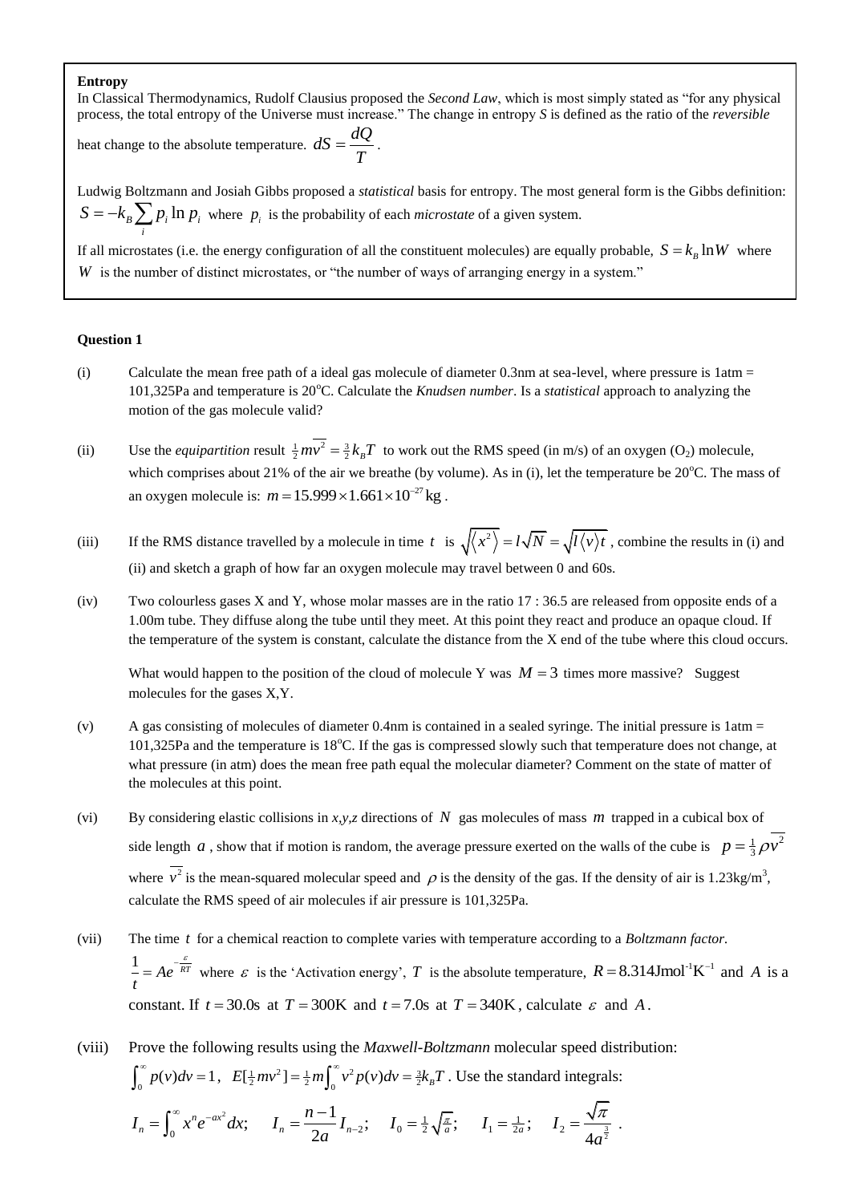**Entropy**

In Classical Thermodynamics, Rudolf Clausius proposed the *Second Law*, which is most simply stated as "for any physical process, the total entropy of the Universe must increase." The change in entropy $S$ is defined as the ratio of the *reversible* heat change to the absolute temperature. $dS = \dfrac{dQ}{T}$.

Ludwig Boltzmann and Josiah Gibbs proposed a *statistical* basis for entropy. The most general form is the Gibbs definition: $S = -k_B \sum_i p_i \ln p_i$ where $p_i$ is the probability of each *microstate* of a given system.

If all microstates (i.e. the energy configuration of all the constituent molecules) are equally probable, $S = k_B \ln W$ where $W$ is the number of distinct microstates, or "the number of ways of arranging energy in a system."

**Question 1**

(i) Calculate the mean free path of a ideal gas molecule of diameter 0.3nm at sea-level, where pressure is 1atm = 101,325Pa and temperature is 20°C. Calculate the *Knudsen number*. Is a *statistical* approach to analyzing the motion of the gas molecule valid?

(ii) Use the *equipartition* result $\frac{1}{2}m\overline{v^2} = \frac{3}{2}k_B T$ to work out the RMS speed (in m/s) of an oxygen ($O_2$) molecule, which comprises about 21% of the air we breathe (by volume). As in (i), let the temperature be 20°C. The mass of an oxygen molecule is: $m = 15.999 \times 1.661 \times 10^{-27}\,\text{kg}$.

(iii) If the RMS distance travelled by a molecule in time $t$ is $\sqrt{\langle x^2 \rangle} = l\sqrt{N} = \sqrt{l\langle v \rangle t}$, combine the results in (i) and (ii) and sketch a graph of how far an oxygen molecule may travel between 0 and 60s.

(iv) Two colourless gases X and Y, whose molar masses are in the ratio 17 : 36.5 are released from opposite ends of a 1.00m tube. They diffuse along the tube until they meet. At this point they react and produce an opaque cloud. If the temperature of the system is constant, calculate the distance from the X end of the tube where this cloud occurs.

What would happen to the position of the cloud of molecule Y was $M = 3$ times more massive? Suggest molecules for the gases X,Y.

(v) A gas consisting of molecules of diameter 0.4nm is contained in a sealed syringe. The initial pressure is 1atm = 101,325Pa and the temperature is 18°C. If the gas is compressed slowly such that temperature does not change, at what pressure (in atm) does the mean free path equal the molecular diameter? Comment on the state of matter of the molecules at this point.

(vi) By considering elastic collisions in *x,y,z* directions of $N$ gas molecules of mass $m$ trapped in a cubical box of side length $a$, show that if motion is random, the average pressure exerted on the walls of the cube is $p = \frac{1}{3}\rho\overline{v^2}$ where $\overline{v^2}$ is the mean-squared molecular speed and $\rho$ is the density of the gas. If the density of air is 1.23kg/m$^3$, calculate the RMS speed of air molecules if air pressure is 101,325Pa.

(vii) The time $t$ for a chemical reaction to complete varies with temperature according to a *Boltzmann factor*. $\dfrac{1}{t} = Ae^{-\frac{\varepsilon}{RT}}$ where $\varepsilon$ is the 'Activation energy', $T$ is the absolute temperature, $R = 8.314\,\text{Jmol}^{-1}\text{K}^{-1}$ and $A$ is a constant. If $t = 30.0\text{s}$ at $T = 300\text{K}$ and $t = 7.0\text{s}$ at $T = 340\text{K}$, calculate $\varepsilon$ and $A$.

(viii) Prove the following results using the *Maxwell-Boltzmann* molecular speed distribution: $\int_0^\infty p(v)dv = 1$, $E[\frac{1}{2}mv^2] = \frac{1}{2}m\int_0^\infty v^2 p(v)dv = \frac{3}{2}k_B T$. Use the standard integrals:

$$I_n = \int_0^\infty x^n e^{-ax^2}dx; \quad I_n = \frac{n-1}{2a}I_{n-2}; \quad I_0 = \tfrac{1}{2}\sqrt{\tfrac{\pi}{a}}; \quad I_1 = \tfrac{1}{2a}; \quad I_2 = \frac{\sqrt{\pi}}{4a^{\frac{3}{2}}}.$$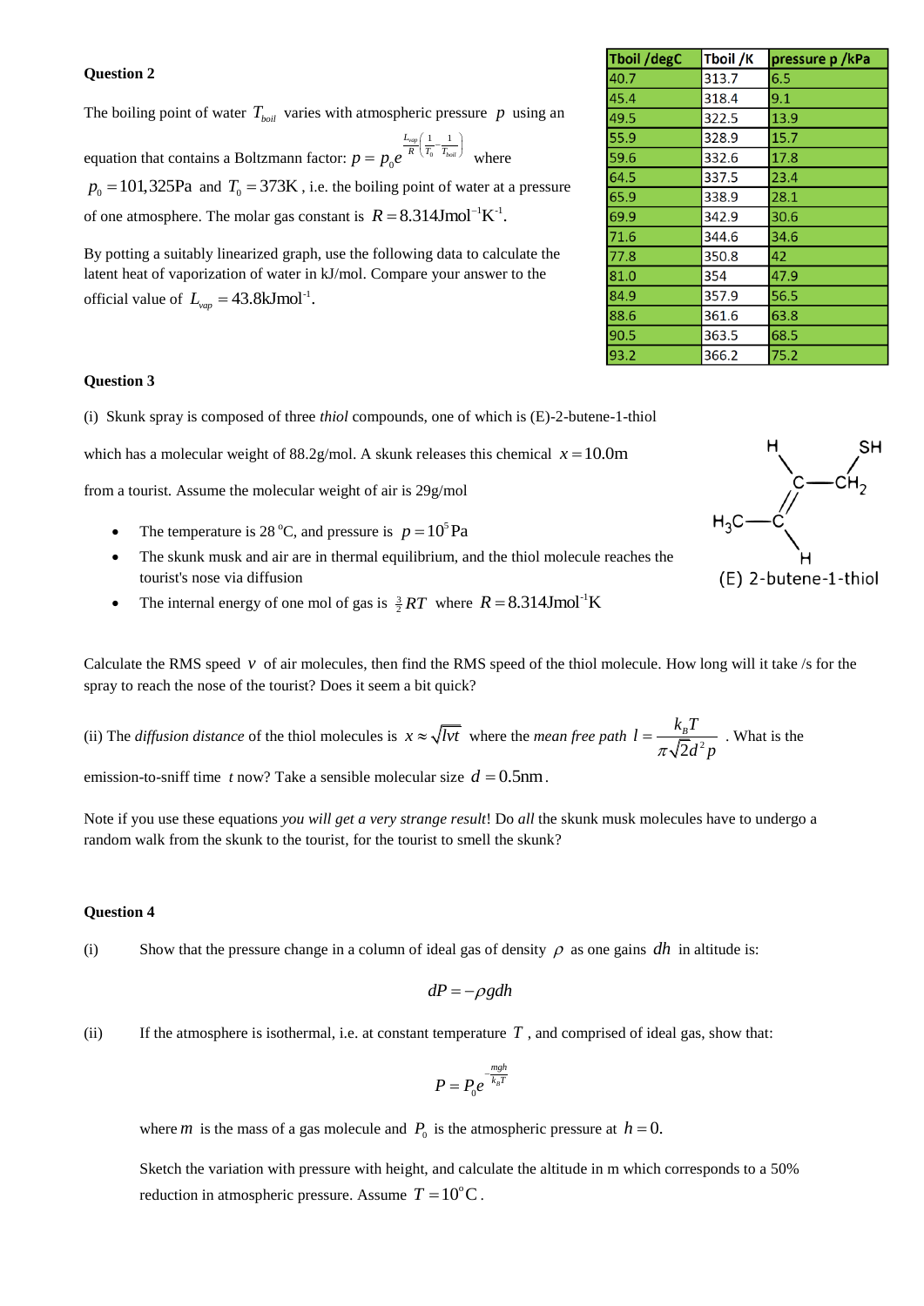**Question 2**

The boiling point of water $T_{boil}$ varies with atmospheric pressure $p$ using an equation that contains a Boltzmann factor: $p = p_0 e^{\frac{L_{vap}}{R}\left(\frac{1}{T_0}-\frac{1}{T_{boil}}\right)}$ where $p_0 = 101{,}325\text{Pa}$ and $T_0 = 373\text{K}$, i.e. the boiling point of water at a pressure of one atmosphere. The molar gas constant is $R = 8.314\text{Jmol}^{-1}\text{K}^{-1}$.

By potting a suitably linearized graph, use the following data to calculate the latent heat of vaporization of water in kJ/mol. Compare your answer to the official value of $L_{vap} = 43.8\text{kJmol}^{-1}$.

| Tboil /degC | Tboil /K | pressure p /kPa |
|---|---|---|
| 40.7 | 313.7 | 6.5 |
| 45.4 | 318.4 | 9.1 |
| 49.5 | 322.5 | 13.9 |
| 55.9 | 328.9 | 15.7 |
| 59.6 | 332.6 | 17.8 |
| 64.5 | 337.5 | 23.4 |
| 65.9 | 338.9 | 28.1 |
| 69.9 | 342.9 | 30.6 |
| 71.6 | 344.6 | 34.6 |
| 77.8 | 350.8 | 42 |
| 81.0 | 354 | 47.9 |
| 84.9 | 357.9 | 56.5 |
| 88.6 | 361.6 | 63.8 |
| 90.5 | 363.5 | 68.5 |
| 93.2 | 366.2 | 75.2 |

**Question 3**

(i) Skunk spray is composed of three *thiol* compounds, one of which is (E)-2-butene-1-thiol which has a molecular weight of 88.2g/mol. A skunk releases this chemical $x = 10.0\text{m}$ from a tourist. Assume the molecular weight of air is 29g/mol

- The temperature is 28 °C, and pressure is $p = 10^5\text{Pa}$
- The skunk musk and air are in thermal equilibrium, and the thiol molecule reaches the tourist's nose via diffusion
- The internal energy of one mol of gas is $\frac{3}{2}RT$ where $R = 8.314\text{Jmol}^{-1}\text{K}$

(E) 2-butene-1-thiol

Calculate the RMS speed $v$ of air molecules, then find the RMS speed of the thiol molecule. How long will it take /s for the spray to reach the nose of the tourist? Does it seem a bit quick?

(ii) The *diffusion distance* of the thiol molecules is $x \approx \sqrt{lvt}$ where the *mean free path* $l = \dfrac{k_B T}{\pi\sqrt{2}d^2 p}$. What is the emission-to-sniff time $t$ now? Take a sensible molecular size $d = 0.5\text{nm}$.

Note if you use these equations *you will get a very strange result*! Do *all* the skunk musk molecules have to undergo a random walk from the skunk to the tourist, for the tourist to smell the skunk?

**Question 4**

(i) Show that the pressure change in a column of ideal gas of density $\rho$ as one gains $dh$ in altitude is:

$$dP = -\rho g dh$$

(ii) If the atmosphere is isothermal, i.e. at constant temperature $T$, and comprised of ideal gas, show that:

$$P = P_0 e^{-\frac{mgh}{k_B T}}$$

where $m$ is the mass of a gas molecule and $P_0$ is the atmospheric pressure at $h = 0$.

Sketch the variation with pressure with height, and calculate the altitude in m which corresponds to a 50% reduction in atmospheric pressure. Assume $T = 10^{\circ}\text{C}$.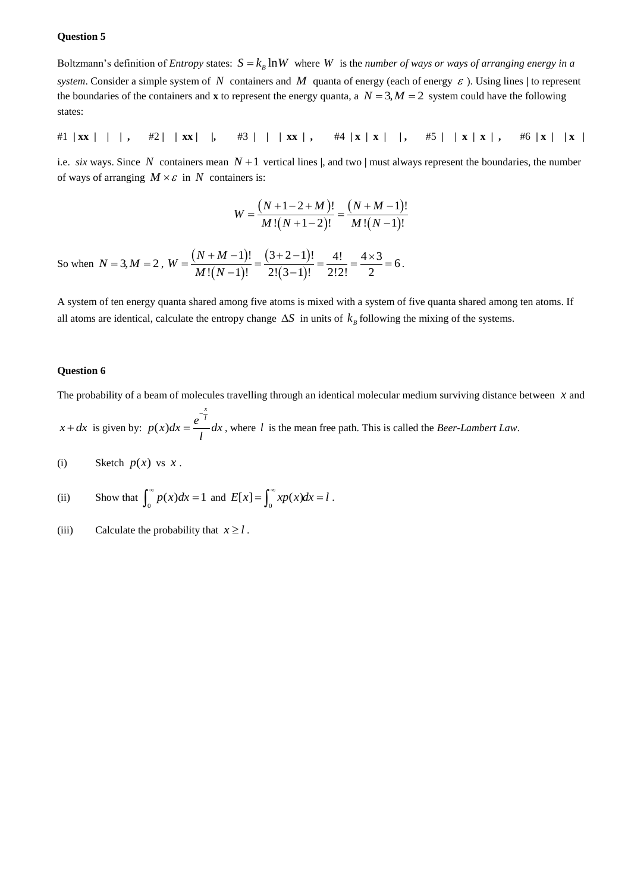**Question 5**

Boltzmann's definition of *Entropy* states: $S = k_B \ln W$ where $W$ is the *number of ways or ways of arranging energy in a system*. Consider a simple system of $N$ containers and $M$ quanta of energy (each of energy $\varepsilon$ ). Using lines **|** to represent the boundaries of the containers and **x** to represent the energy quanta, a $N = 3, M = 2$ system could have the following states:

#1 **| xx | | |** , #2 **| | xx | |**, #3 **| | | xx |** , #4 **| x | x | |** , #5 **| | x | x |** , #6 **| x | | x |**

i.e. *six* ways. Since $N$ containers mean $N+1$ vertical lines |, and two **|** must always represent the boundaries, the number of ways of arranging $M \times \varepsilon$ in $N$ containers is:

$$W = \frac{(N+1-2+M)!}{M!(N+1-2)!} = \frac{(N+M-1)!}{M!(N-1)!}$$

So when $N = 3, M = 2$ , $W = \dfrac{(N+M-1)!}{M!(N-1)!} = \dfrac{(3+2-1)!}{2!(3-1)!} = \dfrac{4!}{2!2!} = \dfrac{4 \times 3}{2} = 6$ .

A system of ten energy quanta shared among five atoms is mixed with a system of five quanta shared among ten atoms. If all atoms are identical, calculate the entropy change $\Delta S$ in units of $k_B$ following the mixing of the systems.

**Question 6**

The probability of a beam of molecules travelling through an identical molecular medium surviving distance between $x$ and $x + dx$ is given by: $p(x)dx = \dfrac{e^{-\frac{x}{l}}}{l}dx$ , where $l$ is the mean free path. This is called the *Beer-Lambert Law*.

(i) Sketch $p(x)$ vs $x$ .

(ii) Show that $\int_0^\infty p(x)dx = 1$ and $E[x] = \int_0^\infty xp(x)dx = l$ .

(iii) Calculate the probability that $x \geq l$ .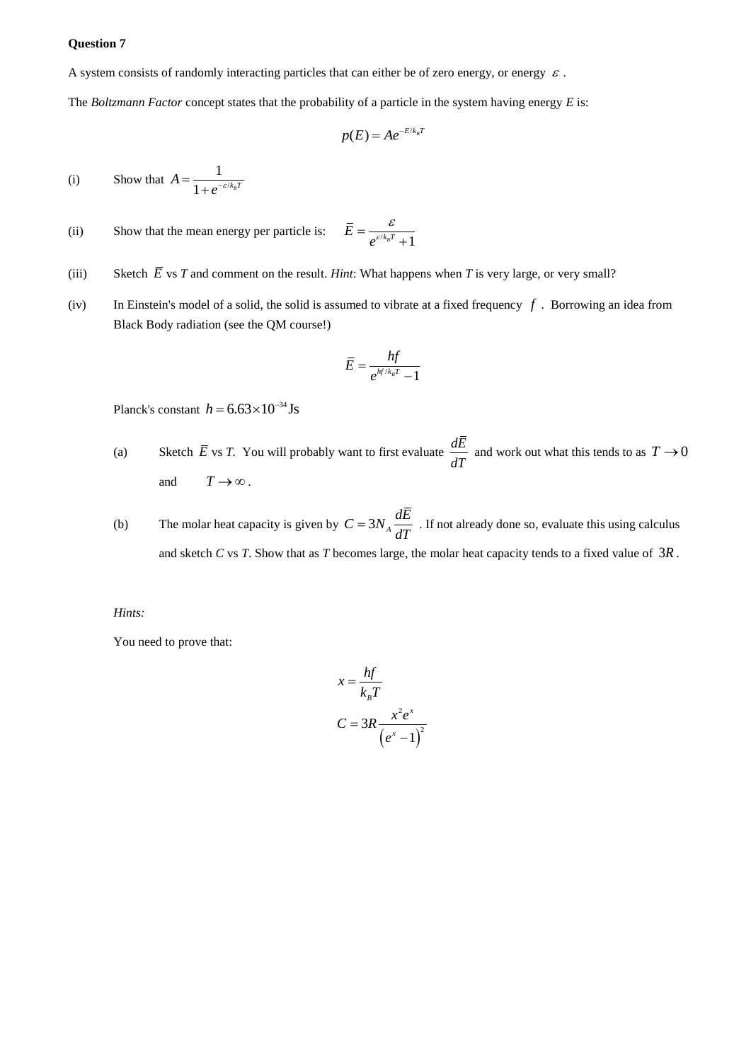**Question 7**

A system consists of randomly interacting particles that can either be of zero energy, or energy $\varepsilon$ .

The *Boltzmann Factor* concept states that the probability of a particle in the system having energy *E* is:

$$p(E) = Ae^{-E/k_BT}$$

(i) Show that $A = \dfrac{1}{1+e^{-\varepsilon/k_BT}}$

(ii) Show that the mean energy per particle is: $\bar{E} = \dfrac{\varepsilon}{e^{\varepsilon/k_BT}+1}$

(iii) Sketch $\bar{E}$ vs *T* and comment on the result. *Hint*: What happens when *T* is very large, or very small?

(iv) In Einstein's model of a solid, the solid is assumed to vibrate at a fixed frequency $f$ . Borrowing an idea from Black Body radiation (see the QM course!)

$$\bar{E} = \frac{hf}{e^{hf/k_BT}-1}$$

Planck's constant $h = 6.63\times10^{-34}\,\text{Js}$

(a) Sketch $\bar{E}$ vs *T*. You will probably want to first evaluate $\dfrac{d\bar{E}}{dT}$ and work out what this tends to as $T \to 0$ and $T \to \infty$ .

(b) The molar heat capacity is given by $C = 3N_A\dfrac{d\bar{E}}{dT}$ . If not already done so, evaluate this using calculus and sketch *C* vs *T*. Show that as *T* becomes large, the molar heat capacity tends to a fixed value of $3R$ .

*Hints:*

You need to prove that:

$$x = \frac{hf}{k_BT}$$

$$C = 3R\frac{x^2e^x}{\left(e^x-1\right)^2}$$